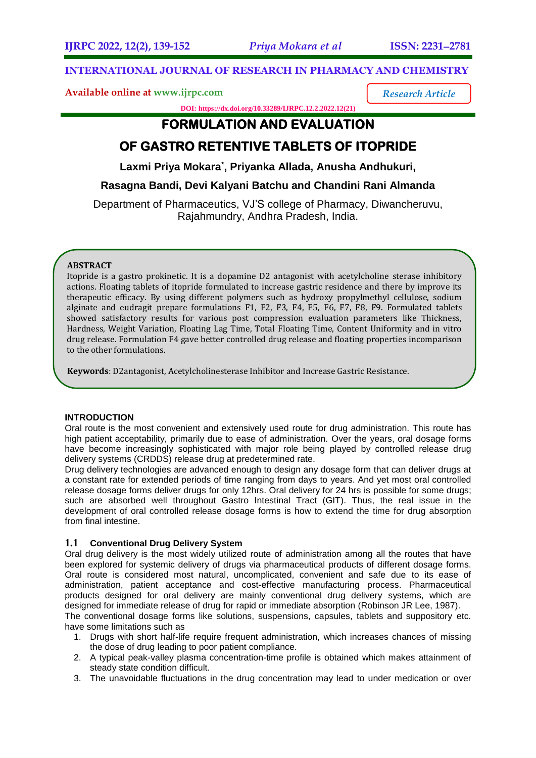# INTERNATIONAL JOURNAL OF RESEARCH IN PHARMACY AND CHEMISTRY

**Available online at www.ijrpc.com**

*Research Article*

**DOI: https://dx.doi.org/10.33289/IJRPC.12.2.2022.12(21)**

# FORMULATION AND EVALUATION OF GASTRO RETENTIVE TABLETS OF ITOPRIDE

**Laxmi Priya Mokara[*], Priyanka Allada, Anusha Andhukuri, Rasagna Bandi, Devi Kalyani Batchu and Chandini Rani Almanda**

Department of Pharmaceutics, VJ'S college of Pharmacy, Diwancheruvu, Rajahmundry, Andhra Pradesh, India.

## ABSTRACT

Itopride is a gastro prokinetic. It is a dopamine D2 antagonist with acetylcholine sterase inhibitory actions. Floating tablets of itopride formulated to increase gastric residence and there by improve its therapeutic efficacy. By using different polymers such as hydroxy propylmethyl cellulose, sodium alginate and eudragit prepare formulations F1, F2, F3, F4, F5, F6, F7, F8, F9. Formulated tablets showed satisfactory results for various post compression evaluation parameters like Thickness, Hardness, Weight Variation, Floating Lag Time, Total Floating Time, Content Uniformity and in vitro drug release. Formulation F4 gave better controlled drug release and floating properties incomparison to the other formulations.

**Keywords**: D2antagonist, Acetylcholinesterase Inhibitor and Increase Gastric Resistance.

## INTRODUCTION

Oral route is the most convenient and extensively used route for drug administration. This route has high patient acceptability, primarily due to ease of administration. Over the years, oral dosage forms have become increasingly sophisticated with major role being played by controlled release drug delivery systems (CRDDS) release drug at predetermined rate.

Drug delivery technologies are advanced enough to design any dosage form that can deliver drugs at a constant rate for extended periods of time ranging from days to years. And yet most oral controlled release dosage forms deliver drugs for only 12hrs. Oral delivery for 24 hrs is possible for some drugs; such are absorbed well throughout Gastro Intestinal Tract (GIT). Thus, the real issue in the development of oral controlled release dosage forms is how to extend the time for drug absorption from final intestine.

### 1.1 Conventional Drug Delivery System

Oral drug delivery is the most widely utilized route of administration among all the routes that have been explored for systemic delivery of drugs via pharmaceutical products of different dosage forms. Oral route is considered most natural, uncomplicated, convenient and safe due to its ease of administration, patient acceptance and cost-effective manufacturing process. Pharmaceutical products designed for oral delivery are mainly conventional drug delivery systems, which are designed for immediate release of drug for rapid or immediate absorption (Robinson JR Lee, 1987).

The conventional dosage forms like solutions, suspensions, capsules, tablets and suppository etc. have some limitations such as

1. Drugs with short half-life require frequent administration, which increases chances of missing the dose of drug leading to poor patient compliance.
2. A typical peak-valley plasma concentration-time profile is obtained which makes attainment of steady state condition difficult.
3. The unavoidable fluctuations in the drug concentration may lead to under medication or over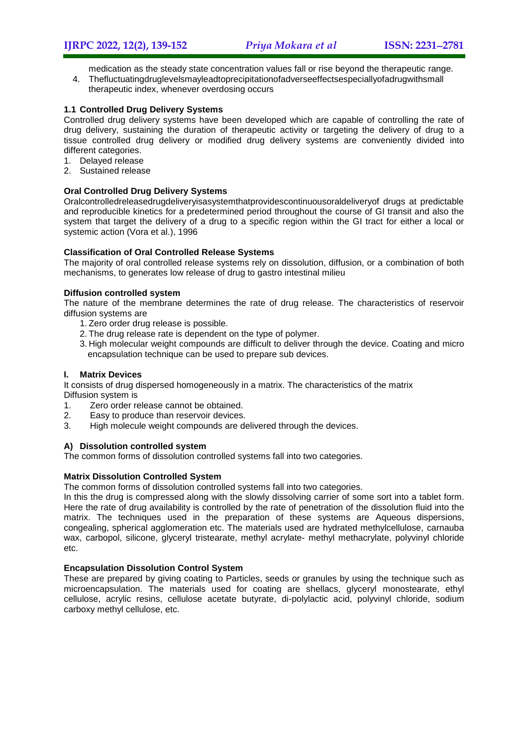medication as the steady state concentration values fall or rise beyond the therapeutic range.

4. Thefluctuatingdruglevelsmayleadtoprecipitationofadverseeffectsespeciallyofadrugwithsmall therapeutic index, whenever overdosing occurs

### 1.1 Controlled Drug Delivery Systems

Controlled drug delivery systems have been developed which are capable of controlling the rate of drug delivery, sustaining the duration of therapeutic activity or targeting the delivery of drug to a tissue controlled drug delivery or modified drug delivery systems are conveniently divided into different categories.

1. Delayed release
2. Sustained release

### Oral Controlled Drug Delivery Systems

Oralcontrolledreleasedrugdeliveryisasystemthatprovidescontinuousoraldeliveryof drugs at predictable and reproducible kinetics for a predetermined period throughout the course of GI transit and also the system that target the delivery of a drug to a specific region within the GI tract for either a local or systemic action (Vora et al.), 1996

### Classification of Oral Controlled Release Systems

The majority of oral controlled release systems rely on dissolution, diffusion, or a combination of both mechanisms, to generates low release of drug to gastro intestinal milieu

### Diffusion controlled system

The nature of the membrane determines the rate of drug release. The characteristics of reservoir diffusion systems are

1. Zero order drug release is possible.
2. The drug release rate is dependent on the type of polymer.
3. High molecular weight compounds are difficult to deliver through the device. Coating and micro encapsulation technique can be used to prepare sub devices.

### I. Matrix Devices

It consists of drug dispersed homogeneously in a matrix. The characteristics of the matrix Diffusion system is

1. Zero order release cannot be obtained.
2. Easy to produce than reservoir devices.
3. High molecule weight compounds are delivered through the devices.

### A) Dissolution controlled system

The common forms of dissolution controlled systems fall into two categories.

### Matrix Dissolution Controlled System

The common forms of dissolution controlled systems fall into two categories.

In this the drug is compressed along with the slowly dissolving carrier of some sort into a tablet form. Here the rate of drug availability is controlled by the rate of penetration of the dissolution fluid into the matrix. The techniques used in the preparation of these systems are Aqueous dispersions, congealing, spherical agglomeration etc. The materials used are hydrated methylcellulose, carnauba wax, carbopol, silicone, glyceryl tristearate, methyl acrylate- methyl methacrylate, polyvinyl chloride etc.

### Encapsulation Dissolution Control System

These are prepared by giving coating to Particles, seeds or granules by using the technique such as microencapsulation. The materials used for coating are shellacs, glyceryl monostearate, ethyl cellulose, acrylic resins, cellulose acetate butyrate, di-polylactic acid, polyvinyl chloride, sodium carboxy methyl cellulose, etc.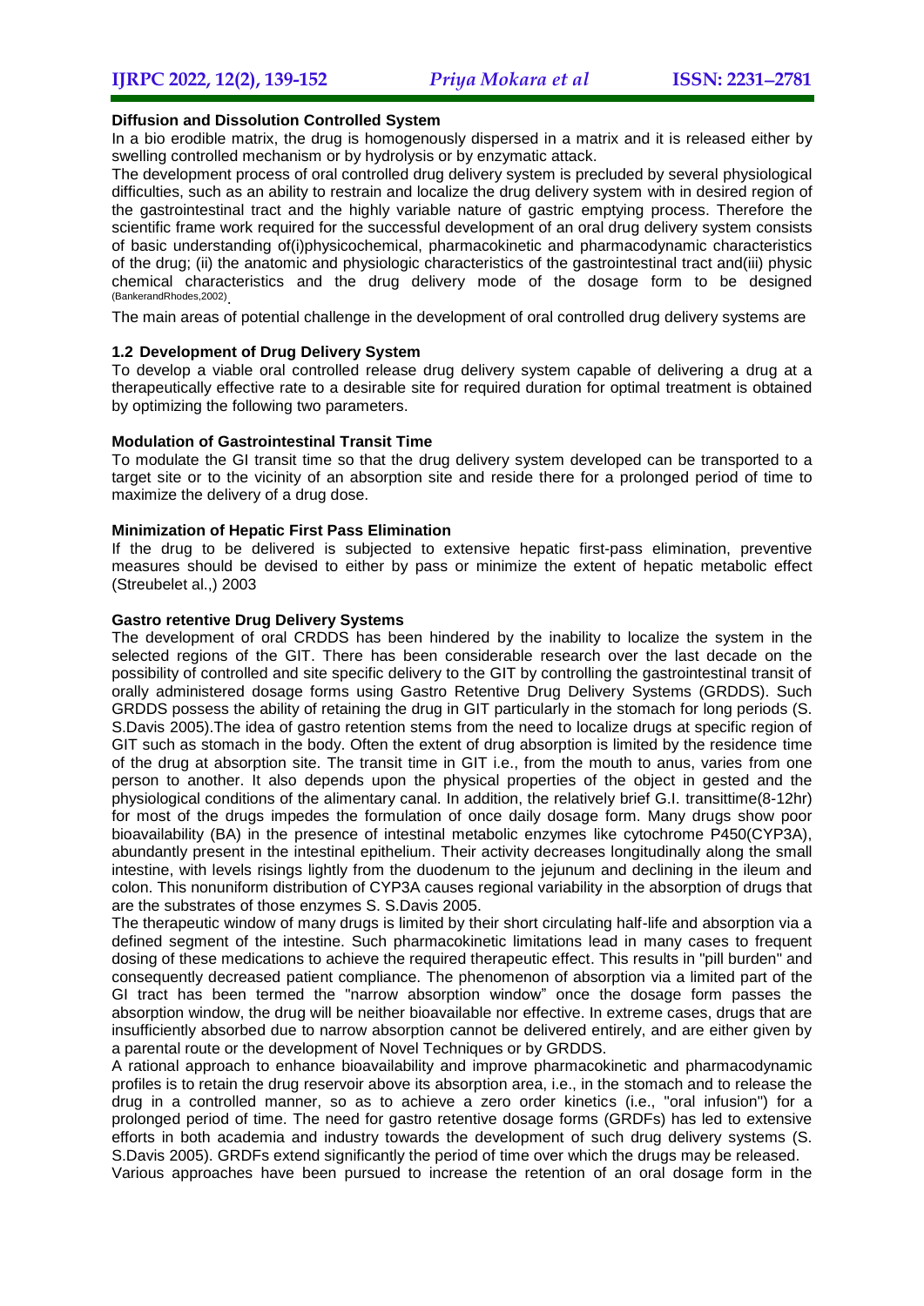**Diffusion and Dissolution Controlled System**

In a bio erodible matrix, the drug is homogenously dispersed in a matrix and it is released either by swelling controlled mechanism or by hydrolysis or by enzymatic attack.

The development process of oral controlled drug delivery system is precluded by several physiological difficulties, such as an ability to restrain and localize the drug delivery system with in desired region of the gastrointestinal tract and the highly variable nature of gastric emptying process. Therefore the scientific frame work required for the successful development of an oral drug delivery system consists of basic understanding of(i)physicochemical, pharmacokinetic and pharmacodynamic characteristics of the drug; (ii) the anatomic and physiologic characteristics of the gastrointestinal tract and(iii) physic chemical characteristics and the drug delivery mode of the dosage form to be designed (BankerandRhodes,2002).

The main areas of potential challenge in the development of oral controlled drug delivery systems are

**1.2 Development of Drug Delivery System**

To develop a viable oral controlled release drug delivery system capable of delivering a drug at a therapeutically effective rate to a desirable site for required duration for optimal treatment is obtained by optimizing the following two parameters.

**Modulation of Gastrointestinal Transit Time**

To modulate the GI transit time so that the drug delivery system developed can be transported to a target site or to the vicinity of an absorption site and reside there for a prolonged period of time to maximize the delivery of a drug dose.

**Minimization of Hepatic First Pass Elimination**

If the drug to be delivered is subjected to extensive hepatic first-pass elimination, preventive measures should be devised to either by pass or minimize the extent of hepatic metabolic effect (Streubelet al.,) 2003

**Gastro retentive Drug Delivery Systems**

The development of oral CRDDS has been hindered by the inability to localize the system in the selected regions of the GIT. There has been considerable research over the last decade on the possibility of controlled and site specific delivery to the GIT by controlling the gastrointestinal transit of orally administered dosage forms using Gastro Retentive Drug Delivery Systems (GRDDS). Such GRDDS possess the ability of retaining the drug in GIT particularly in the stomach for long periods (S. S.Davis 2005).The idea of gastro retention stems from the need to localize drugs at specific region of GIT such as stomach in the body. Often the extent of drug absorption is limited by the residence time of the drug at absorption site. The transit time in GIT i.e., from the mouth to anus, varies from one person to another. It also depends upon the physical properties of the object in gested and the physiological conditions of the alimentary canal. In addition, the relatively brief G.I. transittime(8-12hr) for most of the drugs impedes the formulation of once daily dosage form. Many drugs show poor bioavailability (BA) in the presence of intestinal metabolic enzymes like cytochrome P450(CYP3A), abundantly present in the intestinal epithelium. Their activity decreases longitudinally along the small intestine, with levels risings lightly from the duodenum to the jejunum and declining in the ileum and colon. This nonuniform distribution of CYP3A causes regional variability in the absorption of drugs that are the substrates of those enzymes S. S.Davis 2005.

The therapeutic window of many drugs is limited by their short circulating half-life and absorption via a defined segment of the intestine. Such pharmacokinetic limitations lead in many cases to frequent dosing of these medications to achieve the required therapeutic effect. This results in "pill burden" and consequently decreased patient compliance. The phenomenon of absorption via a limited part of the GI tract has been termed the "narrow absorption window" once the dosage form passes the absorption window, the drug will be neither bioavailable nor effective. In extreme cases, drugs that are insufficiently absorbed due to narrow absorption cannot be delivered entirely, and are either given by a parental route or the development of Novel Techniques or by GRDDS.

A rational approach to enhance bioavailability and improve pharmacokinetic and pharmacodynamic profiles is to retain the drug reservoir above its absorption area, i.e., in the stomach and to release the drug in a controlled manner, so as to achieve a zero order kinetics (i.e., "oral infusion") for a prolonged period of time. The need for gastro retentive dosage forms (GRDFs) has led to extensive efforts in both academia and industry towards the development of such drug delivery systems (S. S.Davis 2005). GRDFs extend significantly the period of time over which the drugs may be released.

Various approaches have been pursued to increase the retention of an oral dosage form in the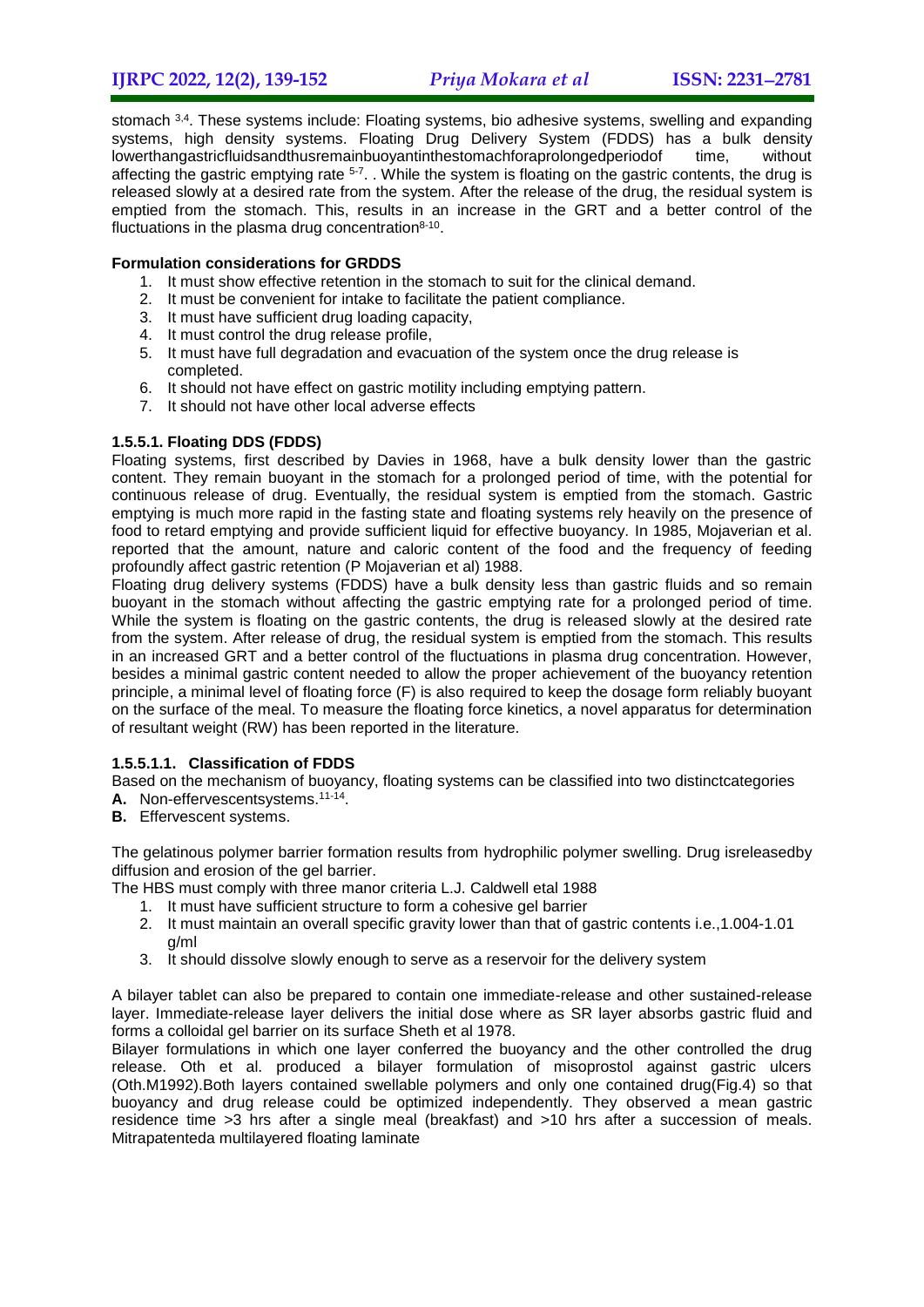stomach [3,4]. These systems include: Floating systems, bio adhesive systems, swelling and expanding systems, high density systems. Floating Drug Delivery System (FDDS) has a bulk density lowerthangastricfluidsandthusremainbuoyantinthestomachforaprolongedperiodof time, without affecting the gastric emptying rate [5-7]. . While the system is floating on the gastric contents, the drug is released slowly at a desired rate from the system. After the release of the drug, the residual system is emptied from the stomach. This, results in an increase in the GRT and a better control of the fluctuations in the plasma drug concentration[8-10].

**Formulation considerations for GRDDS**

1. It must show effective retention in the stomach to suit for the clinical demand.
2. It must be convenient for intake to facilitate the patient compliance.
3. It must have sufficient drug loading capacity,
4. It must control the drug release profile,
5. It must have full degradation and evacuation of the system once the drug release is completed.
6. It should not have effect on gastric motility including emptying pattern.
7. It should not have other local adverse effects

**1.5.5.1. Floating DDS (FDDS)**

Floating systems, first described by Davies in 1968, have a bulk density lower than the gastric content. They remain buoyant in the stomach for a prolonged period of time, with the potential for continuous release of drug. Eventually, the residual system is emptied from the stomach. Gastric emptying is much more rapid in the fasting state and floating systems rely heavily on the presence of food to retard emptying and provide sufficient liquid for effective buoyancy. In 1985, Mojaverian et al. reported that the amount, nature and caloric content of the food and the frequency of feeding profoundly affect gastric retention (P Mojaverian et al) 1988.

Floating drug delivery systems (FDDS) have a bulk density less than gastric fluids and so remain buoyant in the stomach without affecting the gastric emptying rate for a prolonged period of time. While the system is floating on the gastric contents, the drug is released slowly at the desired rate from the system. After release of drug, the residual system is emptied from the stomach. This results in an increased GRT and a better control of the fluctuations in plasma drug concentration. However, besides a minimal gastric content needed to allow the proper achievement of the buoyancy retention principle, a minimal level of floating force (F) is also required to keep the dosage form reliably buoyant on the surface of the meal. To measure the floating force kinetics, a novel apparatus for determination of resultant weight (RW) has been reported in the literature.

**1.5.5.1.1. Classification of FDDS**

Based on the mechanism of buoyancy, floating systems can be classified into two distinctcategories

**A.** Non-effervescentsystems.[11-14].

**B.** Effervescent systems.

The gelatinous polymer barrier formation results from hydrophilic polymer swelling. Drug isreleasedby diffusion and erosion of the gel barrier.

The HBS must comply with three manor criteria L.J. Caldwell etal 1988

1. It must have sufficient structure to form a cohesive gel barrier
2. It must maintain an overall specific gravity lower than that of gastric contents i.e.,1.004-1.01 g/ml
3. It should dissolve slowly enough to serve as a reservoir for the delivery system

A bilayer tablet can also be prepared to contain one immediate-release and other sustained-release layer. Immediate-release layer delivers the initial dose where as SR layer absorbs gastric fluid and forms a colloidal gel barrier on its surface Sheth et al 1978.

Bilayer formulations in which one layer conferred the buoyancy and the other controlled the drug release. Oth et al. produced a bilayer formulation of misoprostol against gastric ulcers (Oth.M1992).Both layers contained swellable polymers and only one contained drug(Fig.4) so that buoyancy and drug release could be optimized independently. They observed a mean gastric residence time >3 hrs after a single meal (breakfast) and >10 hrs after a succession of meals. Mitrapatenteda multilayered floating laminate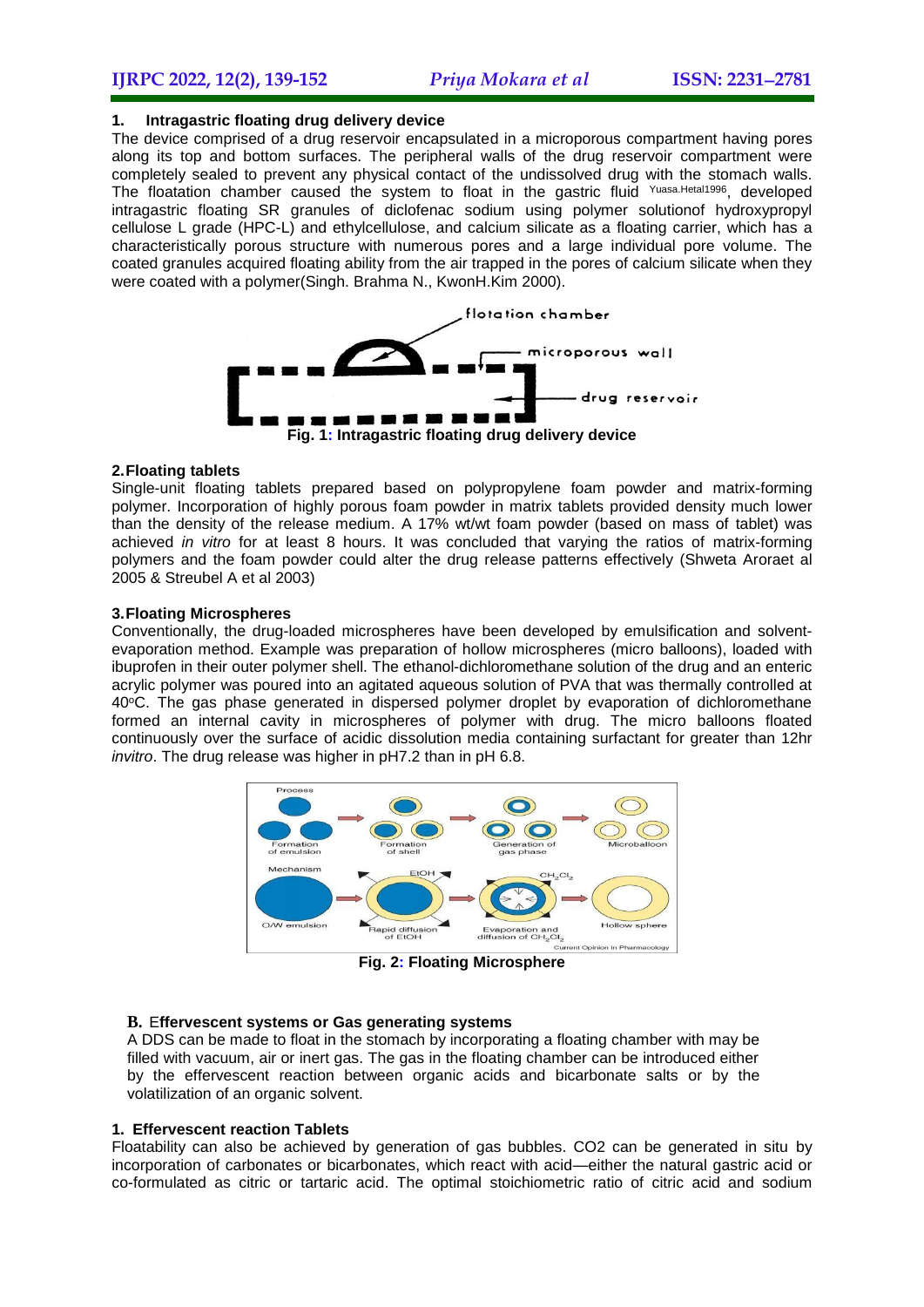### 1. Intragastric floating drug delivery device

The device comprised of a drug reservoir encapsulated in a microporous compartment having pores along its top and bottom surfaces. The peripheral walls of the drug reservoir compartment were completely sealed to prevent any physical contact of the undissolved drug with the stomach walls. The floatation chamber caused the system to float in the gastric fluid [Yuasa.Hetal1996], developed intragastric floating SR granules of diclofenac sodium using polymer solutionof hydroxypropyl cellulose L grade (HPC-L) and ethylcellulose, and calcium silicate as a floating carrier, which has a characteristically porous structure with numerous pores and a large individual pore volume. The coated granules acquired floating ability from the air trapped in the pores of calcium silicate when they were coated with a polymer(Singh. Brahma N., KwonH.Kim 2000).

**Fig. 1: Intragastric floating drug delivery device**

### 2. Floating tablets

Single-unit floating tablets prepared based on polypropylene foam powder and matrix-forming polymer. Incorporation of highly porous foam powder in matrix tablets provided density much lower than the density of the release medium. A 17% wt/wt foam powder (based on mass of tablet) was achieved *in vitro* for at least 8 hours. It was concluded that varying the ratios of matrix-forming polymers and the foam powder could alter the drug release patterns effectively (Shweta Aroraet al 2005 & Streubel A et al 2003)

### 3. Floating Microspheres

Conventionally, the drug-loaded microspheres have been developed by emulsification and solvent-evaporation method. Example was preparation of hollow microspheres (micro balloons), loaded with ibuprofen in their outer polymer shell. The ethanol-dichloromethane solution of the drug and an enteric acrylic polymer was poured into an agitated aqueous solution of PVA that was thermally controlled at 40°C. The gas phase generated in dispersed polymer droplet by evaporation of dichloromethane formed an internal cavity in microspheres of polymer with drug. The micro balloons floated continuously over the surface of acidic dissolution media containing surfactant for greater than 12hr *invitro*. The drug release was higher in pH7.2 than in pH 6.8.

**Fig. 2: Floating Microsphere**

## B. Effervescent systems or Gas generating systems

A DDS can be made to float in the stomach by incorporating a floating chamber with may be filled with vacuum, air or inert gas. The gas in the floating chamber can be introduced either by the effervescent reaction between organic acids and bicarbonate salts or by the volatilization of an organic solvent.

### 1. Effervescent reaction Tablets

Floatability can also be achieved by generation of gas bubbles. $CO_2$ can be generated in situ by incorporation of carbonates or bicarbonates, which react with acid—either the natural gastric acid or co-formulated as citric or tartaric acid. The optimal stoichiometric ratio of citric acid and sodium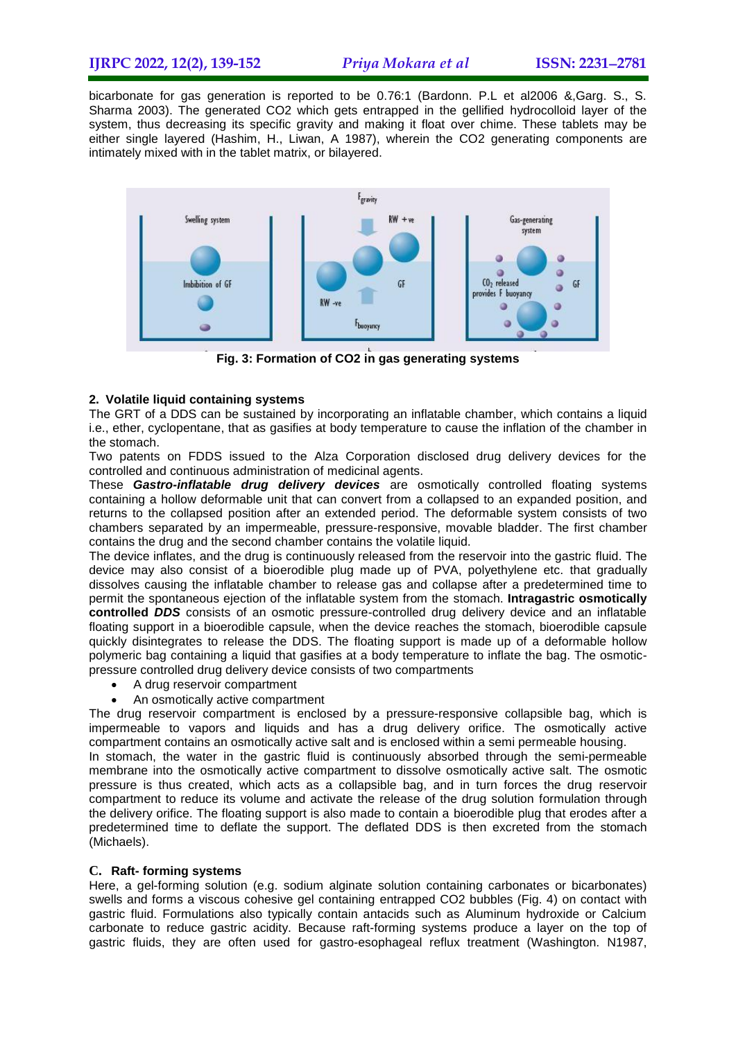bicarbonate for gas generation is reported to be 0.76:1 (Bardonn. P.L et al2006 &,Garg. S., S. Sharma 2003). The generated $CO_2$ which gets entrapped in the gellified hydrocolloid layer of the system, thus decreasing its specific gravity and making it float over chime. These tablets may be either single layered (Hashim, H., Liwan, A 1987), wherein the $CO_2$ generating components are intimately mixed with in the tablet matrix, or bilayered.

**Fig. 3: Formation of CO2 in gas generating systems**

### 2. Volatile liquid containing systems

The GRT of a DDS can be sustained by incorporating an inflatable chamber, which contains a liquid i.e., ether, cyclopentane, that as gasifies at body temperature to cause the inflation of the chamber in the stomach.

Two patents on FDDS issued to the Alza Corporation disclosed drug delivery devices for the controlled and continuous administration of medicinal agents.

These ***Gastro-inflatable drug delivery devices*** are osmotically controlled floating systems containing a hollow deformable unit that can convert from a collapsed to an expanded position, and returns to the collapsed position after an extended period. The deformable system consists of two chambers separated by an impermeable, pressure-responsive, movable bladder. The first chamber contains the drug and the second chamber contains the volatile liquid.

The device inflates, and the drug is continuously released from the reservoir into the gastric fluid. The device may also consist of a bioerodible plug made up of PVA, polyethylene etc. that gradually dissolves causing the inflatable chamber to release gas and collapse after a predetermined time to permit the spontaneous ejection of the inflatable system from the stomach. **Intragastric osmotically controlled *DDS*** consists of an osmotic pressure-controlled drug delivery device and an inflatable floating support in a bioerodible capsule, when the device reaches the stomach, bioerodible capsule quickly disintegrates to release the DDS. The floating support is made up of a deformable hollow polymeric bag containing a liquid that gasifies at a body temperature to inflate the bag. The osmotic-pressure controlled drug delivery device consists of two compartments

- A drug reservoir compartment
- An osmotically active compartment

The drug reservoir compartment is enclosed by a pressure-responsive collapsible bag, which is impermeable to vapors and liquids and has a drug delivery orifice. The osmotically active compartment contains an osmotically active salt and is enclosed within a semi permeable housing.

In stomach, the water in the gastric fluid is continuously absorbed through the semi-permeable membrane into the osmotically active compartment to dissolve osmotically active salt. The osmotic pressure is thus created, which acts as a collapsible bag, and in turn forces the drug reservoir compartment to reduce its volume and activate the release of the drug solution formulation through the delivery orifice. The floating support is also made to contain a bioerodible plug that erodes after a predetermined time to deflate the support. The deflated DDS is then excreted from the stomach (Michaels).

### C. Raft- forming systems

Here, a gel-forming solution (e.g. sodium alginate solution containing carbonates or bicarbonates) swells and forms a viscous cohesive gel containing entrapped $CO_2$ bubbles (Fig. 4) on contact with gastric fluid. Formulations also typically contain antacids such as Aluminum hydroxide or Calcium carbonate to reduce gastric acidity. Because raft-forming systems produce a layer on the top of gastric fluids, they are often used for gastro-esophageal reflux treatment (Washington. N1987,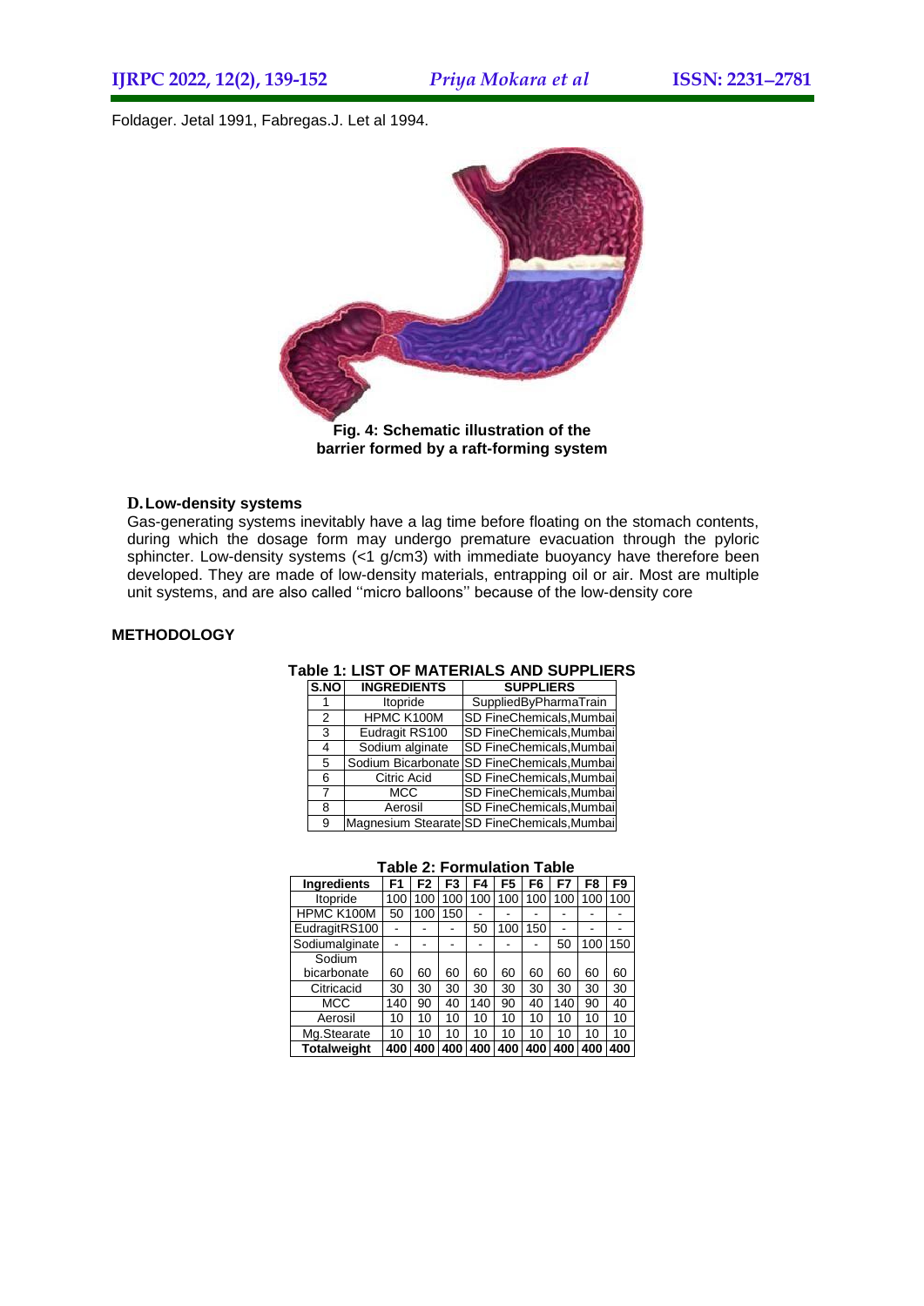Foldager. Jetal 1991, Fabregas.J. Let al 1994.

**Fig. 4: Schematic illustration of the barrier formed by a raft-forming system**

### D. Low-density systems

Gas-generating systems inevitably have a lag time before floating on the stomach contents, during which the dosage form may undergo premature evacuation through the pyloric sphincter. Low-density systems (<1 g/cm3) with immediate buoyancy have therefore been developed. They are made of low-density materials, entrapping oil or air. Most are multiple unit systems, and are also called ''micro balloons'' because of the low-density core

## METHODOLOGY

**Table 1: LIST OF MATERIALS AND SUPPLIERS**

| S.NO | INGREDIENTS | SUPPLIERS |
|---|---|---|
| 1 | Itopride | SuppliedByPharmaTrain |
| 2 | HPMC K100M | SD FineChemicals,Mumbai |
| 3 | Eudragit RS100 | SD FineChemicals,Mumbai |
| 4 | Sodium alginate | SD FineChemicals,Mumbai |
| 5 | Sodium Bicarbonate | SD FineChemicals,Mumbai |
| 6 | Citric Acid | SD FineChemicals,Mumbai |
| 7 | MCC | SD FineChemicals,Mumbai |
| 8 | Aerosil | SD FineChemicals,Mumbai |
| 9 | Magnesium Stearate | SD FineChemicals,Mumbai |

**Table 2: Formulation Table**

| Ingredients | F1 | F2 | F3 | F4 | F5 | F6 | F7 | F8 | F9 |
|---|---|---|---|---|---|---|---|---|---|
| Itopride | 100 | 100 | 100 | 100 | 100 | 100 | 100 | 100 | 100 |
| HPMC K100M | 50 | 100 | 150 | - | - | - | - | - | - |
| EudragitRS100 | - | - | - | 50 | 100 | 150 | - | - | - |
| Sodiumalginate | - | - | - | - | - | - | 50 | 100 | 150 |
| Sodium bicarbonate | 60 | 60 | 60 | 60 | 60 | 60 | 60 | 60 | 60 |
| Citricacid | 30 | 30 | 30 | 30 | 30 | 30 | 30 | 30 | 30 |
| MCC | 140 | 90 | 40 | 140 | 90 | 40 | 140 | 90 | 40 |
| Aerosil | 10 | 10 | 10 | 10 | 10 | 10 | 10 | 10 | 10 |
| Mg.Stearate | 10 | 10 | 10 | 10 | 10 | 10 | 10 | 10 | 10 |
| **Totalweight** | **400** | **400** | **400** | **400** | **400** | **400** | **400** | **400** | **400** |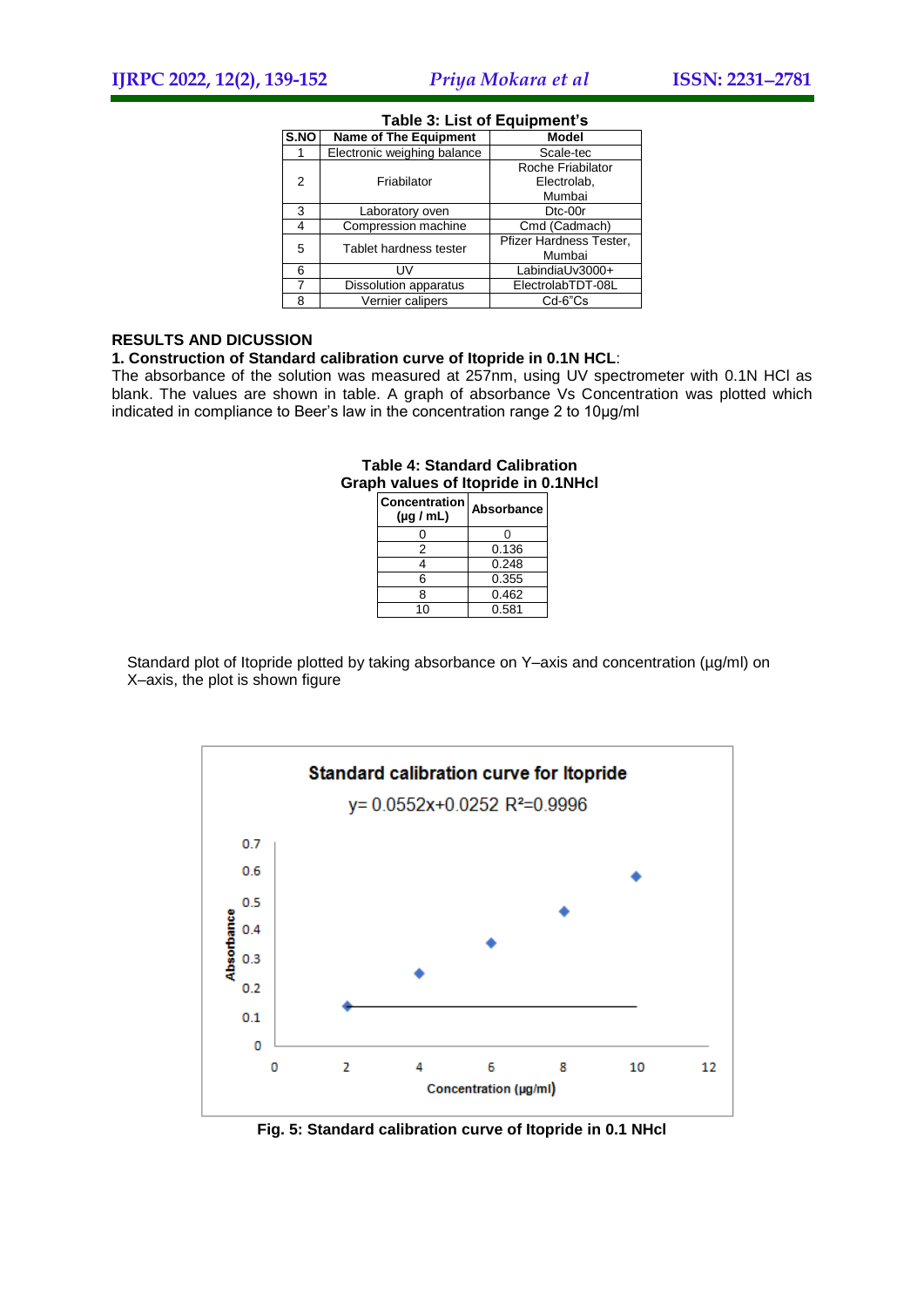**Table 3: List of Equipment's**

| S.NO | Name of The Equipment | Model |
|---|---|---|
| 1 | Electronic weighing balance | Scale-tec |
| 2 | Friabilator | Roche Friabilator Electrolab, Mumbai |
| 3 | Laboratory oven | Dtc-00r |
| 4 | Compression machine | Cmd (Cadmach) |
| 5 | Tablet hardness tester | Pfizer Hardness Tester, Mumbai |
| 6 | UV | LabindiaUv3000+ |
| 7 | Dissolution apparatus | ElectrolabTDT-08L |
| 8 | Vernier calipers | Cd-6"Cs |

## RESULTS AND DICUSSION

### 1. Construction of Standard calibration curve of Itopride in 0.1N HCL:

The absorbance of the solution was measured at 257nm, using UV spectrometer with 0.1N HCl as blank. The values are shown in table. A graph of absorbance Vs Concentration was plotted which indicated in compliance to Beer's law in the concentration range 2 to 10µg/ml

**Table 4: Standard Calibration Graph values of Itopride in 0.1NHcl**

| Concentration (µg / mL) | Absorbance |
|---|---|
| 0 | 0 |
| 2 | 0.136 |
| 4 | 0.248 |
| 6 | 0.355 |
| 8 | 0.462 |
| 10 | 0.581 |

Standard plot of Itopride plotted by taking absorbance on Y–axis and concentration (µg/ml) on X–axis, the plot is shown figure

Standard calibration curve for Itopride

$y= 0.0552x+0.0252$ $R^2=0.9996$

**Fig. 5: Standard calibration curve of Itopride in 0.1 NHcl**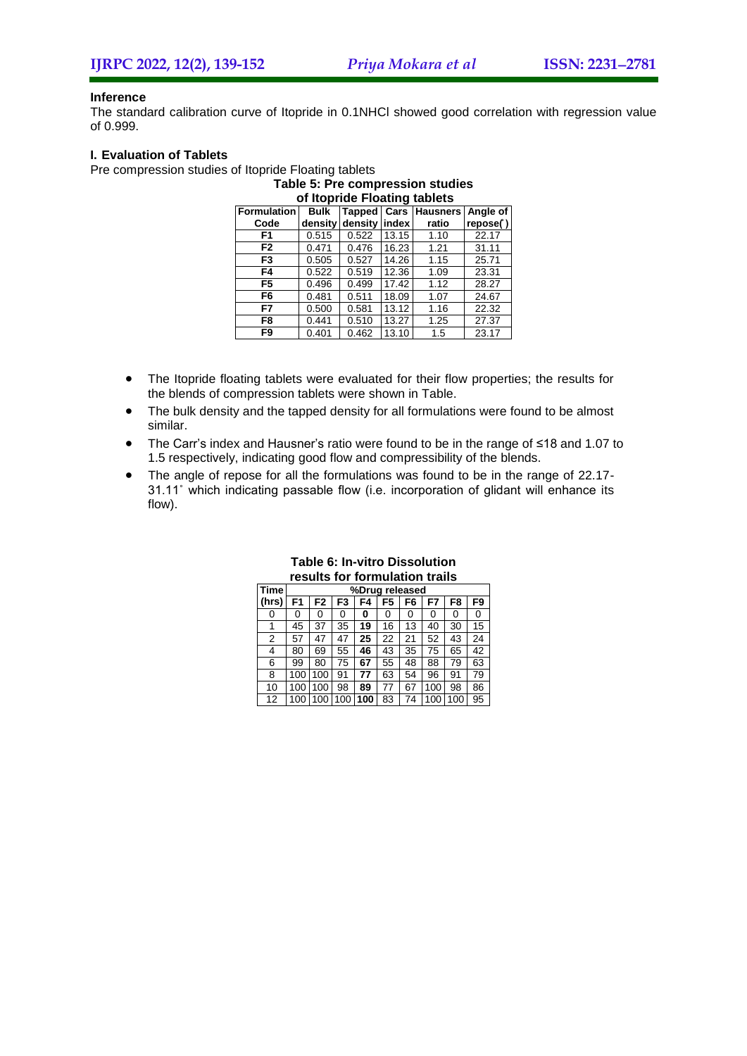**Inference**

The standard calibration curve of Itopride in 0.1NHCl showed good correlation with regression value of 0.999.

### I. Evaluation of Tablets

Pre compression studies of Itopride Floating tablets

**Table 5: Pre compression studies of Itopride Floating tablets**

| Formulation Code | Bulk density | Tapped density | Cars index | Hausners ratio | Angle of repose(˚) |
|---|---|---|---|---|---|
| F1 | 0.515 | 0.522 | 13.15 | 1.10 | 22.17 |
| F2 | 0.471 | 0.476 | 16.23 | 1.21 | 31.11 |
| F3 | 0.505 | 0.527 | 14.26 | 1.15 | 25.71 |
| F4 | 0.522 | 0.519 | 12.36 | 1.09 | 23.31 |
| F5 | 0.496 | 0.499 | 17.42 | 1.12 | 28.27 |
| F6 | 0.481 | 0.511 | 18.09 | 1.07 | 24.67 |
| F7 | 0.500 | 0.581 | 13.12 | 1.16 | 22.32 |
| F8 | 0.441 | 0.510 | 13.27 | 1.25 | 27.37 |
| F9 | 0.401 | 0.462 | 13.10 | 1.5 | 23.17 |

- The Itopride floating tablets were evaluated for their flow properties; the results for the blends of compression tablets were shown in Table.
- The bulk density and the tapped density for all formulations were found to be almost similar.
- The Carr's index and Hausner's ratio were found to be in the range of ≤18 and 1.07 to 1.5 respectively, indicating good flow and compressibility of the blends.
- The angle of repose for all the formulations was found to be in the range of 22.17-31.11˚ which indicating passable flow (i.e. incorporation of glidant will enhance its flow).

**Table 6: In-vitro Dissolution results for formulation trails**

| Time (hrs) | %Drug released | | | | | | | | |
|---|---|---|---|---|---|---|---|---|---|
| | F1 | F2 | F3 | F4 | F5 | F6 | F7 | F8 | F9 |
| 0 | 0 | 0 | 0 | **0** | 0 | 0 | 0 | 0 | 0 |
| 1 | 45 | 37 | 35 | **19** | 16 | 13 | 40 | 30 | 15 |
| 2 | 57 | 47 | 47 | **25** | 22 | 21 | 52 | 43 | 24 |
| 4 | 80 | 69 | 55 | **46** | 43 | 35 | 75 | 65 | 42 |
| 6 | 99 | 80 | 75 | **67** | 55 | 48 | 88 | 79 | 63 |
| 8 | 100 | 100 | 91 | **77** | 63 | 54 | 96 | 91 | 79 |
| 10 | 100 | 100 | 98 | **89** | 77 | 67 | 100 | 98 | 86 |
| 12 | 100 | 100 | 100 | **100** | 83 | 74 | 100 | 100 | 95 |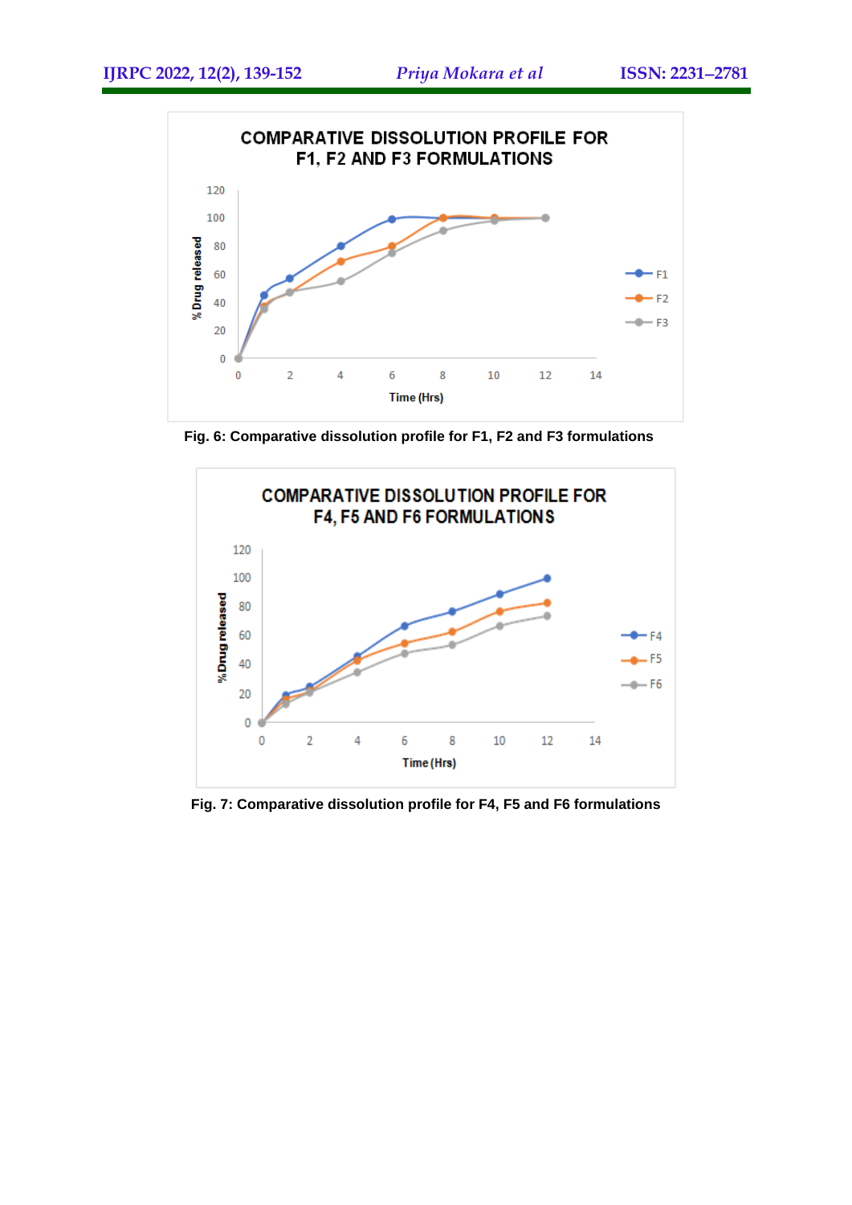Fig. 6: Comparative dissolution profile for F1, F2 and F3 formulations

Fig. 7: Comparative dissolution profile for F4, F5 and F6 formulations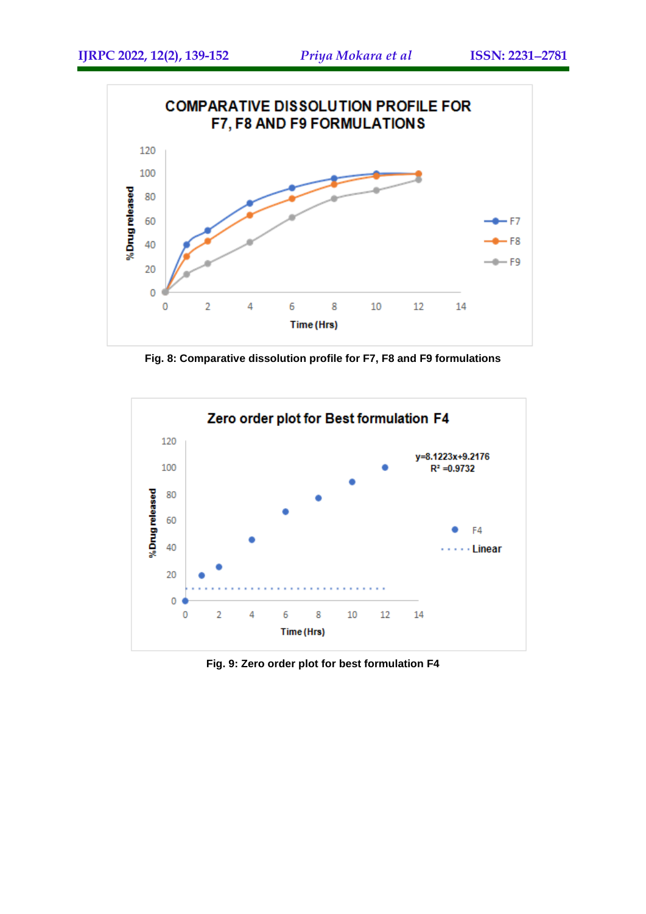Fig. 8: Comparative dissolution profile for F7, F8 and F9 formulations

Fig. 9: Zero order plot for best formulation F4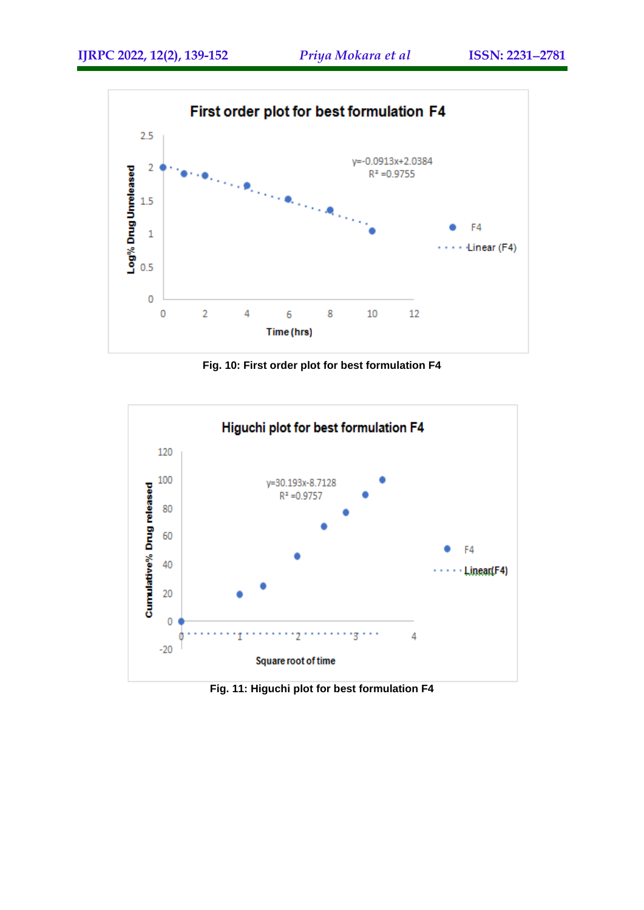Fig. 10: First order plot for best formulation F4

Fig. 11: Higuchi plot for best formulation F4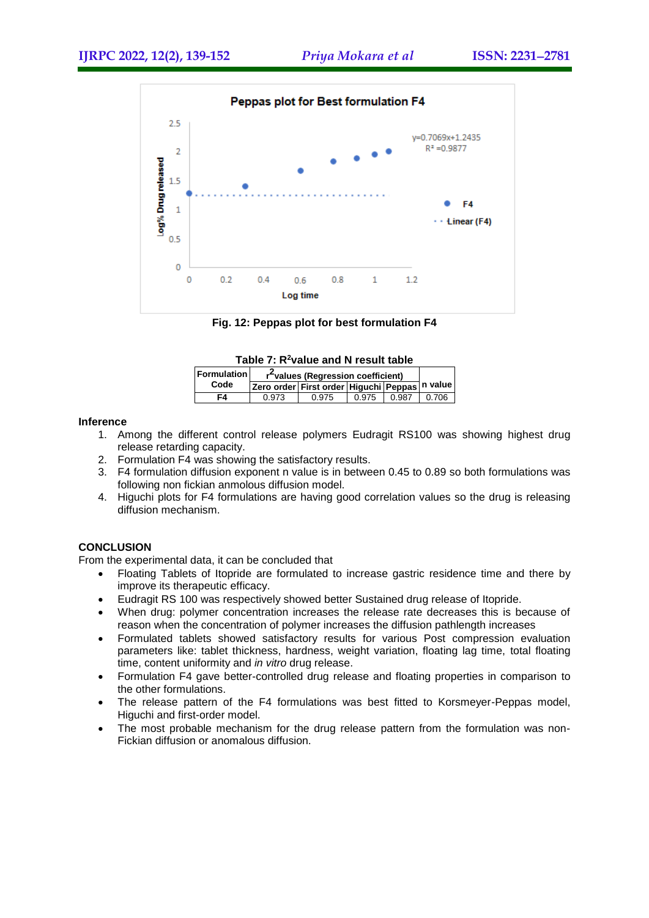Fig. 12: Peppas plot for best formulation F4

Table 7: $R^2$value and N result table

| Formulation Code | $r^2$values (Regression coefficient) | | | | n value |
|---|---|---|---|---|---|
| | Zero order | First order | Higuchi | Peppas | |
| F4 | 0.973 | 0.975 | 0.975 | 0.987 | 0.706 |

**Inference**

1. Among the different control release polymers Eudragit RS100 was showing highest drug release retarding capacity.
2. Formulation F4 was showing the satisfactory results.
3. F4 formulation diffusion exponent n value is in between 0.45 to 0.89 so both formulations was following non fickian anmolous diffusion model.
4. Higuchi plots for F4 formulations are having good correlation values so the drug is releasing diffusion mechanism.

## CONCLUSION

From the experimental data, it can be concluded that

- Floating Tablets of Itopride are formulated to increase gastric residence time and there by improve its therapeutic efficacy.
- Eudragit RS 100 was respectively showed better Sustained drug release of Itopride.
- When drug: polymer concentration increases the release rate decreases this is because of reason when the concentration of polymer increases the diffusion pathlength increases
- Formulated tablets showed satisfactory results for various Post compression evaluation parameters like: tablet thickness, hardness, weight variation, floating lag time, total floating time, content uniformity and *in vitro* drug release.
- Formulation F4 gave better-controlled drug release and floating properties in comparison to the other formulations.
- The release pattern of the F4 formulations was best fitted to Korsmeyer-Peppas model, Higuchi and first-order model.
- The most probable mechanism for the drug release pattern from the formulation was non-Fickian diffusion or anomalous diffusion.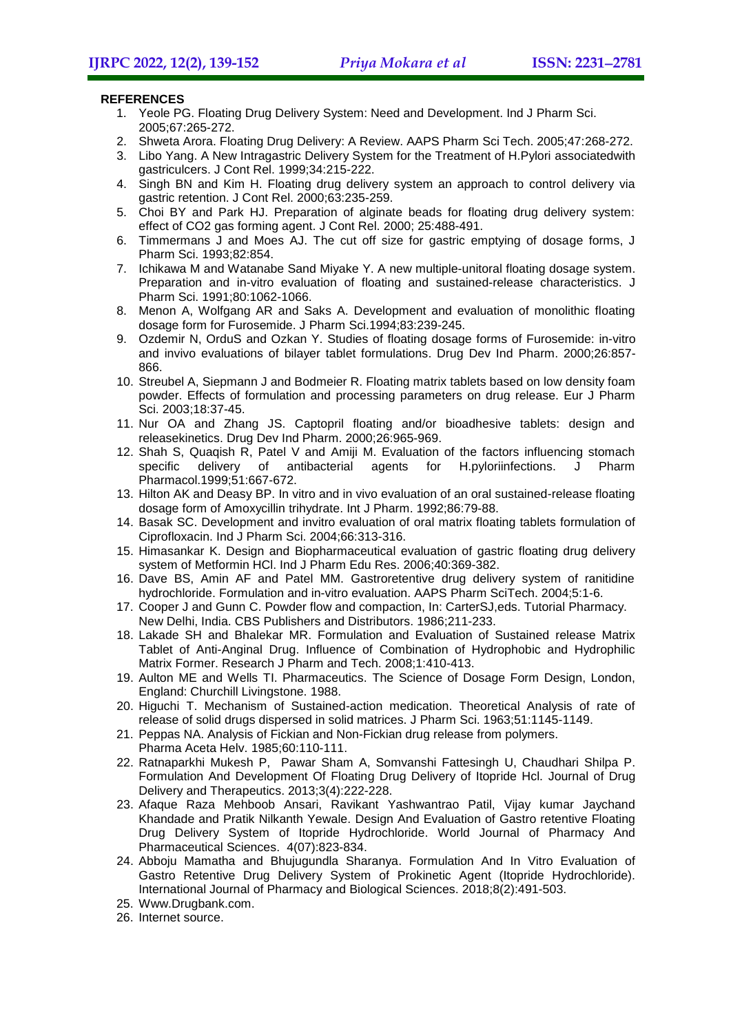**REFERENCES**

1. Yeole PG. Floating Drug Delivery System: Need and Development. Ind J Pharm Sci. 2005;67:265-272.
2. Shweta Arora. Floating Drug Delivery: A Review. AAPS Pharm Sci Tech. 2005;47:268-272.
3. Libo Yang. A New Intragastric Delivery System for the Treatment of H.Pylori associatedwith gastriculcers. J Cont Rel. 1999;34:215-222.
4. Singh BN and Kim H. Floating drug delivery system an approach to control delivery via gastric retention. J Cont Rel. 2000;63:235-259.
5. Choi BY and Park HJ. Preparation of alginate beads for floating drug delivery system: effect of CO2 gas forming agent. J Cont Rel. 2000; 25:488-491.
6. Timmermans J and Moes AJ. The cut off size for gastric emptying of dosage forms, J Pharm Sci. 1993;82:854.
7. Ichikawa M and Watanabe Sand Miyake Y. A new multiple-unitoral floating dosage system. Preparation and in-vitro evaluation of floating and sustained-release characteristics. J Pharm Sci. 1991;80:1062-1066.
8. Menon A, Wolfgang AR and Saks A. Development and evaluation of monolithic floating dosage form for Furosemide. J Pharm Sci.1994;83:239-245.
9. Ozdemir N, OrduS and Ozkan Y. Studies of floating dosage forms of Furosemide: in-vitro and invivo evaluations of bilayer tablet formulations. Drug Dev Ind Pharm. 2000;26:857-866.
10. Streubel A, Siepmann J and Bodmeier R. Floating matrix tablets based on low density foam powder. Effects of formulation and processing parameters on drug release. Eur J Pharm Sci. 2003;18:37-45.
11. Nur OA and Zhang JS. Captopril floating and/or bioadhesive tablets: design and releasekinetics. Drug Dev Ind Pharm. 2000;26:965-969.
12. Shah S, Quaqish R, Patel V and Amiji M. Evaluation of the factors influencing stomach specific delivery of antibacterial agents for H.pyloriinfections. J Pharm Pharmacol.1999;51:667-672.
13. Hilton AK and Deasy BP. In vitro and in vivo evaluation of an oral sustained-release floating dosage form of Amoxycillin trihydrate. Int J Pharm. 1992;86:79-88.
14. Basak SC. Development and invitro evaluation of oral matrix floating tablets formulation of Ciprofloxacin. Ind J Pharm Sci. 2004;66:313-316.
15. Himasankar K. Design and Biopharmaceutical evaluation of gastric floating drug delivery system of Metformin HCl. Ind J Pharm Edu Res. 2006;40:369-382.
16. Dave BS, Amin AF and Patel MM. Gastroretentive drug delivery system of ranitidine hydrochloride. Formulation and in-vitro evaluation. AAPS Pharm SciTech. 2004;5:1-6.
17. Cooper J and Gunn C. Powder flow and compaction, In: CarterSJ,eds. Tutorial Pharmacy. New Delhi, India. CBS Publishers and Distributors. 1986;211-233.
18. Lakade SH and Bhalekar MR. Formulation and Evaluation of Sustained release Matrix Tablet of Anti-Anginal Drug. Influence of Combination of Hydrophobic and Hydrophilic Matrix Former. Research J Pharm and Tech. 2008;1:410-413.
19. Aulton ME and Wells TI. Pharmaceutics. The Science of Dosage Form Design, London, England: Churchill Livingstone. 1988.
20. Higuchi T. Mechanism of Sustained-action medication. Theoretical Analysis of rate of release of solid drugs dispersed in solid matrices. J Pharm Sci. 1963;51:1145-1149.
21. Peppas NA. Analysis of Fickian and Non-Fickian drug release from polymers. Pharma Aceta Helv. 1985;60:110-111.
22. Ratnaparkhi Mukesh P, Pawar Sham A, Somvanshi Fattesingh U, Chaudhari Shilpa P. Formulation And Development Of Floating Drug Delivery of Itopride Hcl. Journal of Drug Delivery and Therapeutics. 2013;3(4):222-228.
23. Afaque Raza Mehboob Ansari, Ravikant Yashwantrao Patil, Vijay kumar Jaychand Khandade and Pratik Nilkanth Yewale. Design And Evaluation of Gastro retentive Floating Drug Delivery System of Itopride Hydrochloride. World Journal of Pharmacy And Pharmaceutical Sciences. 4(07):823-834.
24. Abboju Mamatha and Bhujugundla Sharanya. Formulation And In Vitro Evaluation of Gastro Retentive Drug Delivery System of Prokinetic Agent (Itopride Hydrochloride). International Journal of Pharmacy and Biological Sciences. 2018;8(2):491-503.
25. Www.Drugbank.com.
26. Internet source.